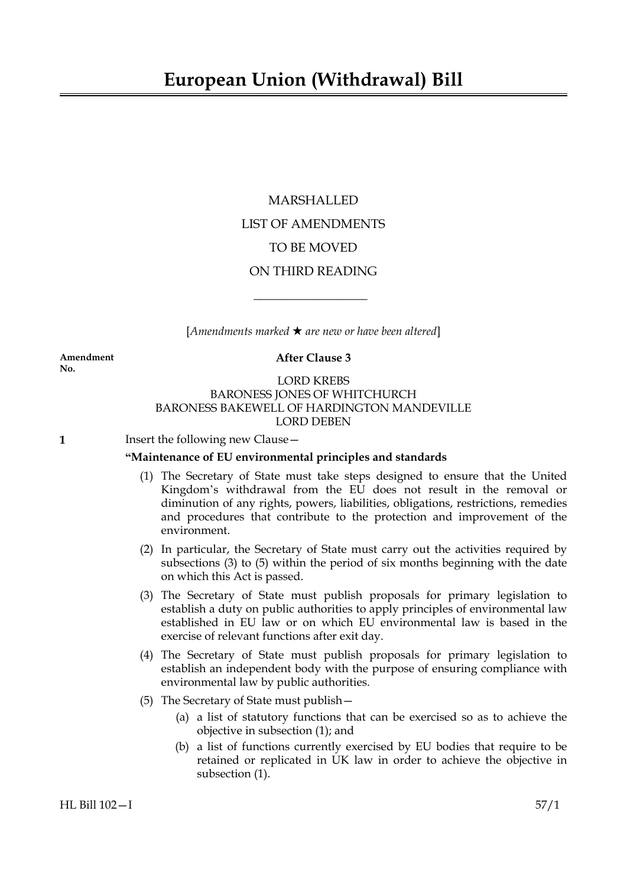# European Union (Withdrawal) Bill

MARSHALLED

LIST OF AMENDMENTS

TO BE MOVED

ON THIRD READING

[*Amendments marked ★ are new or have been altered*]

**Amendment No.**

**After Clause 3**

LORD KREBS
BARONESS JONES OF WHITCHURCH
BARONESS BAKEWELL OF HARDINGTON MANDEVILLE
LORD DEBEN

**1** Insert the following new Clause—

**"Maintenance of EU environmental principles and standards**

(1) The Secretary of State must take steps designed to ensure that the United Kingdom's withdrawal from the EU does not result in the removal or diminution of any rights, powers, liabilities, obligations, restrictions, remedies and procedures that contribute to the protection and improvement of the environment.

(2) In particular, the Secretary of State must carry out the activities required by subsections (3) to (5) within the period of six months beginning with the date on which this Act is passed.

(3) The Secretary of State must publish proposals for primary legislation to establish a duty on public authorities to apply principles of environmental law established in EU law or on which EU environmental law is based in the exercise of relevant functions after exit day.

(4) The Secretary of State must publish proposals for primary legislation to establish an independent body with the purpose of ensuring compliance with environmental law by public authorities.

(5) The Secretary of State must publish—

(a) a list of statutory functions that can be exercised so as to achieve the objective in subsection (1); and

(b) a list of functions currently exercised by EU bodies that require to be retained or replicated in UK law in order to achieve the objective in subsection (1).

HL Bill 102—I 57/1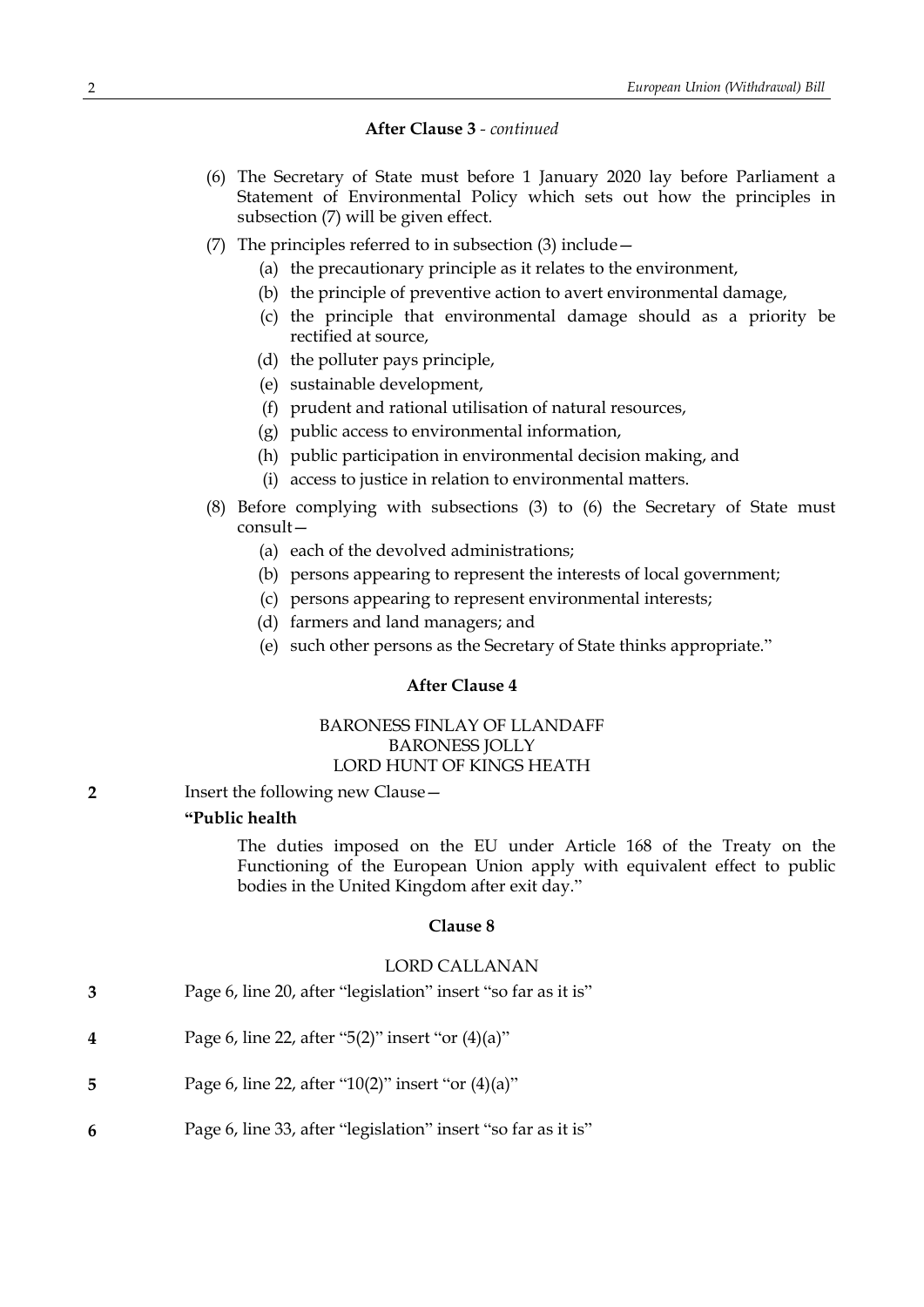**After Clause 3** - *continued*

(6) The Secretary of State must before 1 January 2020 lay before Parliament a Statement of Environmental Policy which sets out how the principles in subsection (7) will be given effect.

(7) The principles referred to in subsection (3) include—

- (a) the precautionary principle as it relates to the environment,
- (b) the principle of preventive action to avert environmental damage,
- (c) the principle that environmental damage should as a priority be rectified at source,
- (d) the polluter pays principle,
- (e) sustainable development,
- (f) prudent and rational utilisation of natural resources,
- (g) public access to environmental information,
- (h) public participation in environmental decision making, and
- (i) access to justice in relation to environmental matters.

(8) Before complying with subsections (3) to (6) the Secretary of State must consult—

- (a) each of the devolved administrations;
- (b) persons appearing to represent the interests of local government;
- (c) persons appearing to represent environmental interests;
- (d) farmers and land managers; and
- (e) such other persons as the Secretary of State thinks appropriate."

**After Clause 4**

BARONESS FINLAY OF LLANDAFF
BARONESS JOLLY
LORD HUNT OF KINGS HEATH

**2** Insert the following new Clause—

**"Public health**

The duties imposed on the EU under Article 168 of the Treaty on the Functioning of the European Union apply with equivalent effect to public bodies in the United Kingdom after exit day."

**Clause 8**

LORD CALLANAN

**3** Page 6, line 20, after "legislation" insert "so far as it is"

**4** Page 6, line 22, after "5(2)" insert "or (4)(a)"

**5** Page 6, line 22, after "10(2)" insert "or (4)(a)"

**6** Page 6, line 33, after "legislation" insert "so far as it is"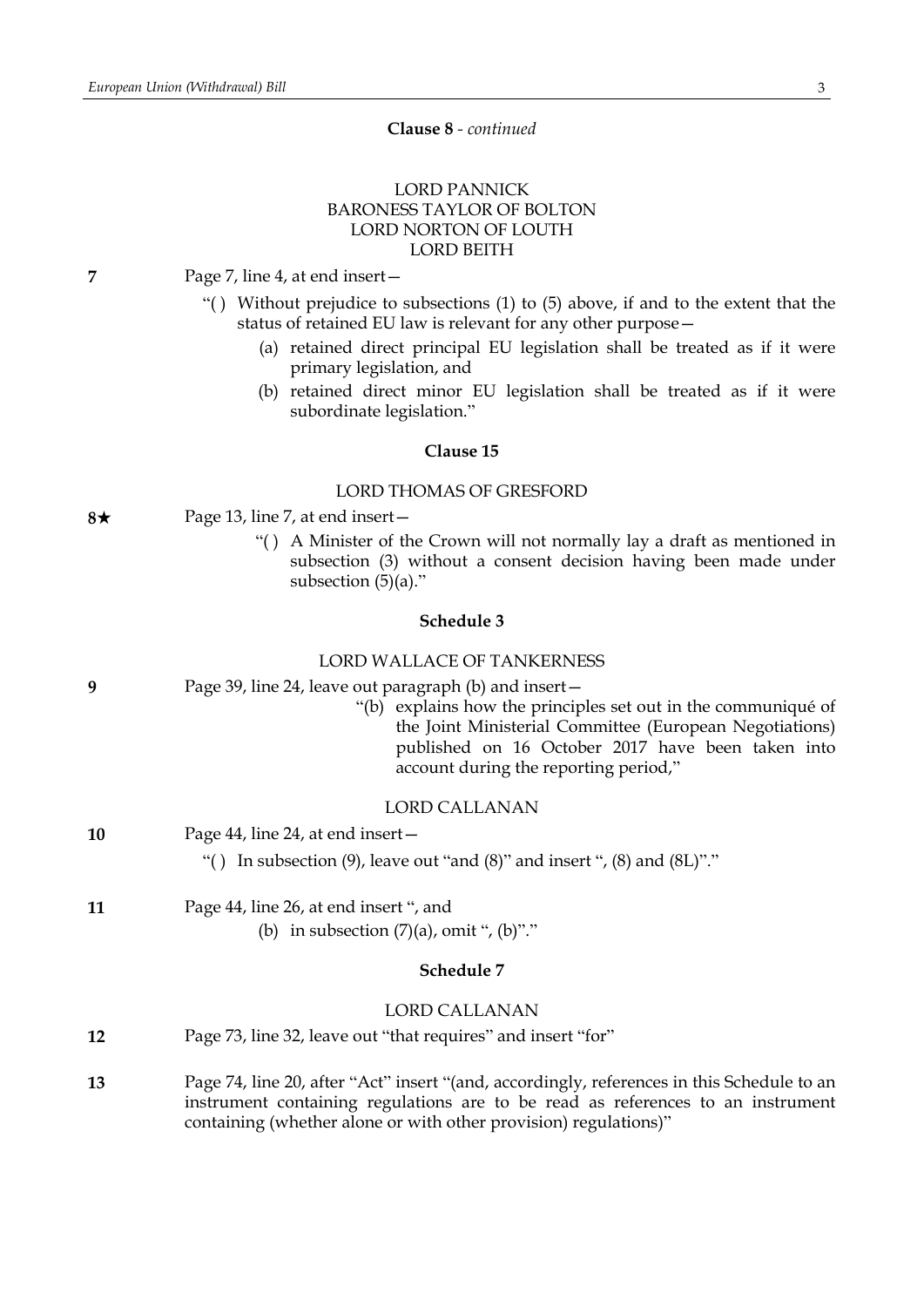**Clause 8** - *continued*

LORD PANNICK
BARONESS TAYLOR OF BOLTON
LORD NORTON OF LOUTH
LORD BEITH

**7** Page 7, line 4, at end insert—

"( ) Without prejudice to subsections (1) to (5) above, if and to the extent that the status of retained EU law is relevant for any other purpose—

(a) retained direct principal EU legislation shall be treated as if it were primary legislation, and

(b) retained direct minor EU legislation shall be treated as if it were subordinate legislation."

**Clause 15**

LORD THOMAS OF GRESFORD

**8★** Page 13, line 7, at end insert—

"( ) A Minister of the Crown will not normally lay a draft as mentioned in subsection (3) without a consent decision having been made under subsection (5)(a)."

**Schedule 3**

LORD WALLACE OF TANKERNESS

**9** Page 39, line 24, leave out paragraph (b) and insert—

"(b) explains how the principles set out in the communiqué of the Joint Ministerial Committee (European Negotiations) published on 16 October 2017 have been taken into account during the reporting period,"

LORD CALLANAN

**10** Page 44, line 24, at end insert—

"( ) In subsection (9), leave out "and (8)" and insert ", (8) and (8L)"."

**11** Page 44, line 26, at end insert ", and

(b) in subsection (7)(a), omit ", (b)"."

**Schedule 7**

LORD CALLANAN

**12** Page 73, line 32, leave out "that requires" and insert "for"

**13** Page 74, line 20, after "Act" insert "(and, accordingly, references in this Schedule to an instrument containing regulations are to be read as references to an instrument containing (whether alone or with other provision) regulations)"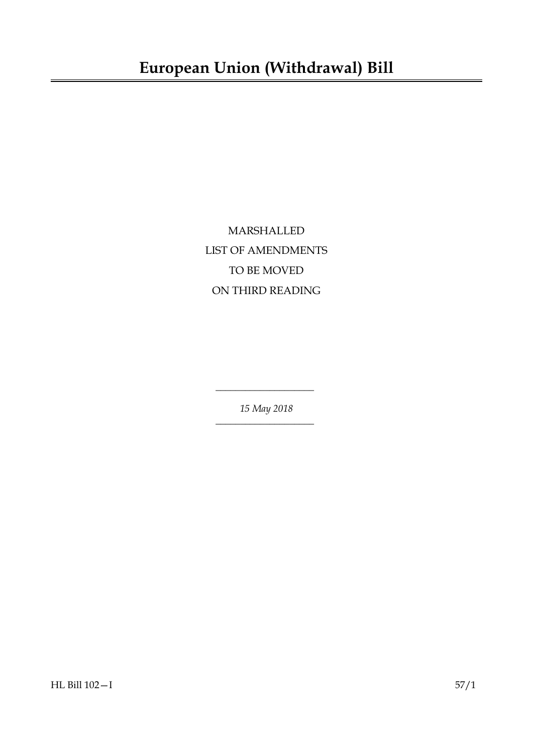# European Union (Withdrawal) Bill

MARSHALLED

LIST OF AMENDMENTS

TO BE MOVED

ON THIRD READING

---

*15 May 2018*

---

HL Bill 102—I

57/1